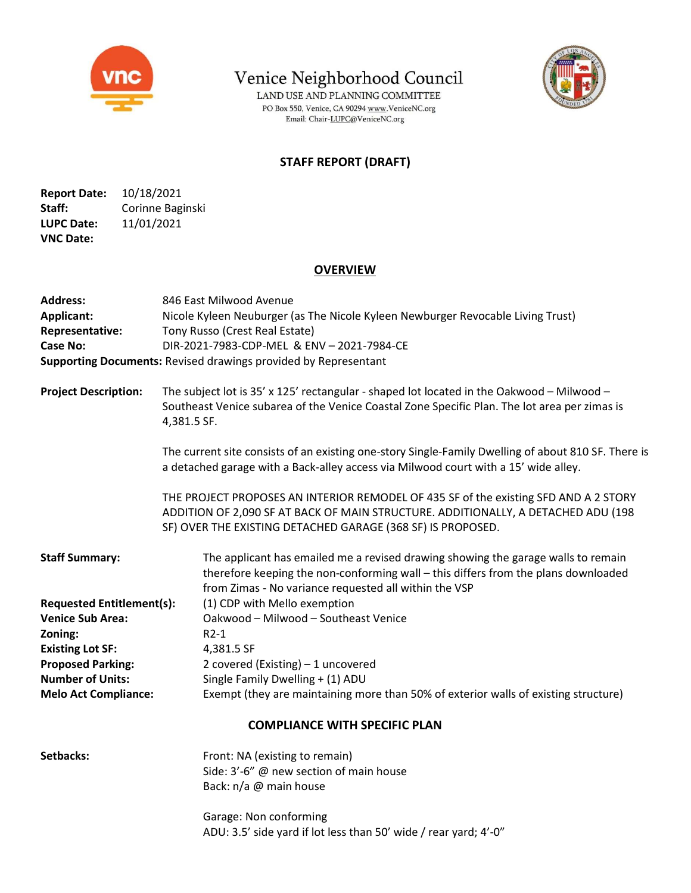# Venice Neighborhood Council

LAND USE AND PLANNING COMMITTEE
PO Box 550, Venice, CA 90294 www.VeniceNC.org
Email: Chair-LUPC@VeniceNC.org

## STAFF REPORT (DRAFT)

**Report Date:** 10/18/2021
**Staff:** Corinne Baginski
**LUPC Date:** 11/01/2021
**VNC Date:**

## OVERVIEW

**Address:** 846 East Milwood Avenue
**Applicant:** Nicole Kyleen Neuburger (as The Nicole Kyleen Newburger Revocable Living Trust)
**Representative:** Tony Russo (Crest Real Estate)
**Case No:** DIR-2021-7983-CDP-MEL & ENV – 2021-7984-CE
**Supporting Documents:** Revised drawings provided by Representant

**Project Description:** The subject lot is 35' x 125' rectangular - shaped lot located in the Oakwood – Milwood – Southeast Venice subarea of the Venice Coastal Zone Specific Plan. The lot area per zimas is 4,381.5 SF.

The current site consists of an existing one-story Single-Family Dwelling of about 810 SF. There is a detached garage with a Back-alley access via Milwood court with a 15' wide alley.

THE PROJECT PROPOSES AN INTERIOR REMODEL OF 435 SF of the existing SFD AND A 2 STORY ADDITION OF 2,090 SF AT BACK OF MAIN STRUCTURE. ADDITIONALLY, A DETACHED ADU (198 SF) OVER THE EXISTING DETACHED GARAGE (368 SF) IS PROPOSED.

**Staff Summary:** The applicant has emailed me a revised drawing showing the garage walls to remain therefore keeping the non-conforming wall – this differs from the plans downloaded from Zimas - No variance requested all within the VSP

**Requested Entitlement(s):** (1) CDP with Mello exemption
**Venice Sub Area:** Oakwood – Milwood – Southeast Venice
**Zoning:** R2-1
**Existing Lot SF:** 4,381.5 SF
**Proposed Parking:** 2 covered (Existing) – 1 uncovered
**Number of Units:** Single Family Dwelling + (1) ADU
**Melo Act Compliance:** Exempt (they are maintaining more than 50% of exterior walls of existing structure)

## COMPLIANCE WITH SPECIFIC PLAN

**Setbacks:**
Front: NA (existing to remain)
Side: 3'-6" @ new section of main house
Back: n/a @ main house

Garage: Non conforming
ADU: 3.5' side yard if lot less than 50' wide / rear yard; 4'-0"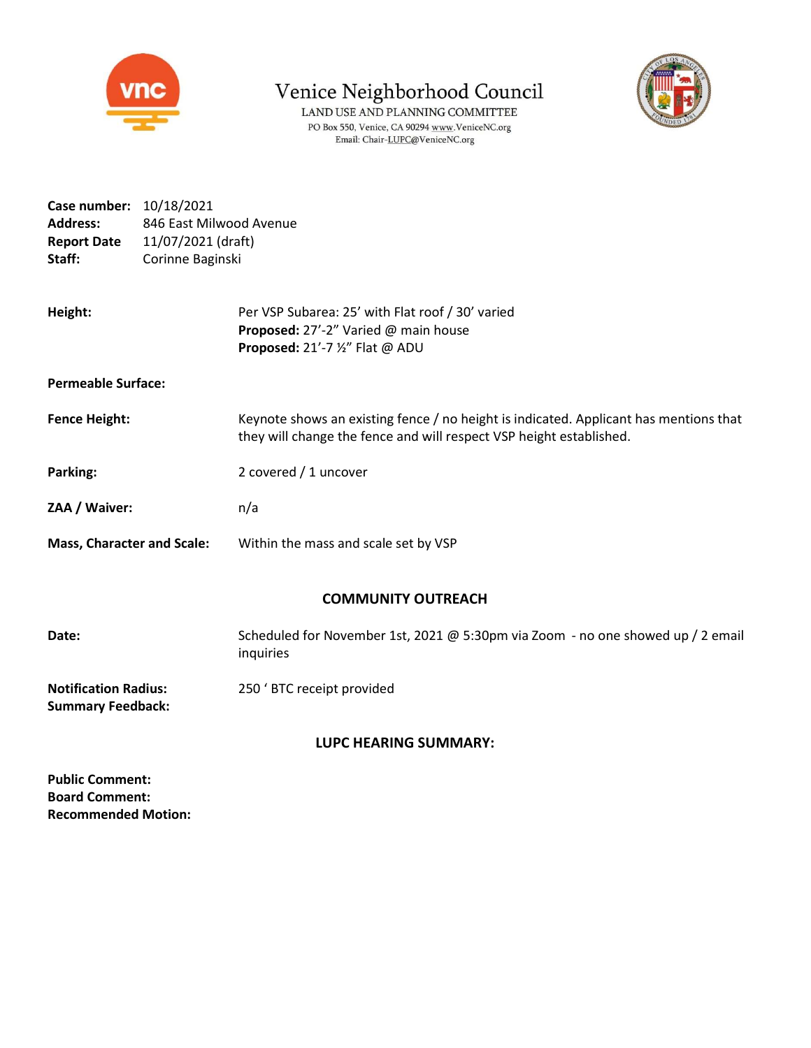# Venice Neighborhood Council

LAND USE AND PLANNING COMMITTEE

PO Box 550, Venice, CA 90294 www.VeniceNC.org

Email: Chair-LUPC@VeniceNC.org

**Case number:** 10/18/2021
**Address:** 846 East Milwood Avenue
**Report Date** 11/07/2021 (draft)
**Staff:** Corinne Baginski

**Height:** Per VSP Subarea: 25' with Flat roof / 30' varied
**Proposed:** 27'-2" Varied @ main house
**Proposed:** 21'-7 ½" Flat @ ADU

**Permeable Surface:**

**Fence Height:** Keynote shows an existing fence / no height is indicated. Applicant has mentions that they will change the fence and will respect VSP height established.

**Parking:** 2 covered / 1 uncover

**ZAA / Waiver:** n/a

**Mass, Character and Scale:** Within the mass and scale set by VSP

## COMMUNITY OUTREACH

**Date:** Scheduled for November 1st, 2021 @ 5:30pm via Zoom - no one showed up / 2 email inquiries

**Notification Radius:** 250 ' BTC receipt provided
**Summary Feedback:**

## LUPC HEARING SUMMARY:

**Public Comment:**
**Board Comment:**
**Recommended Motion:**